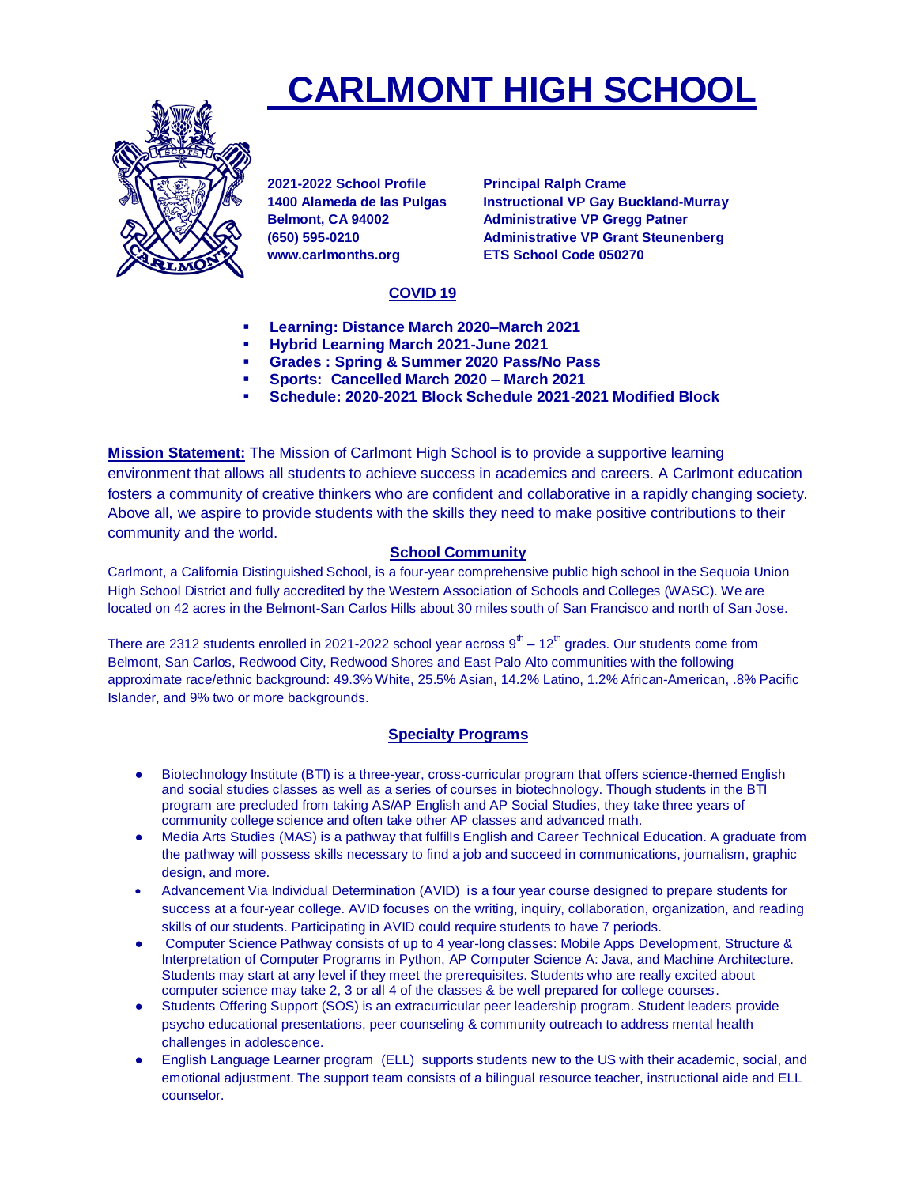# CARLMONT HIGH SCHOOL

**2021-2022 School Profile**
**1400 Alameda de las Pulgas**
**Belmont, CA 94002**
**(650) 595-0210**
**www.carlmonths.org**

**Principal Ralph Crame**
**Instructional VP Gay Buckland-Murray**
**Administrative VP Gregg Patner**
**Administrative VP Grant Steunenberg**
**ETS School Code 050270**

## COVID 19

- **Learning: Distance March 2020–March 2021**
- **Hybrid Learning March 2021-June 2021**
- **Grades : Spring & Summer 2020 Pass/No Pass**
- **Sports: Cancelled March 2020 – March 2021**
- **Schedule: 2020-2021 Block Schedule 2021-2021 Modified Block**

**Mission Statement:** The Mission of Carlmont High School is to provide a supportive learning environment that allows all students to achieve success in academics and careers. A Carlmont education fosters a community of creative thinkers who are confident and collaborative in a rapidly changing society. Above all, we aspire to provide students with the skills they need to make positive contributions to their community and the world.

## School Community

Carlmont, a California Distinguished School, is a four-year comprehensive public high school in the Sequoia Union High School District and fully accredited by the Western Association of Schools and Colleges (WASC). We are located on 42 acres in the Belmont-San Carlos Hills about 30 miles south of San Francisco and north of San Jose.

There are 2312 students enrolled in 2021-2022 school year across 9th – 12th grades. Our students come from Belmont, San Carlos, Redwood City, Redwood Shores and East Palo Alto communities with the following approximate race/ethnic background: 49.3% White, 25.5% Asian, 14.2% Latino, 1.2% African-American, .8% Pacific Islander, and 9% two or more backgrounds.

## Specialty Programs

- Biotechnology Institute (BTI) is a three-year, cross-curricular program that offers science-themed English and social studies classes as well as a series of courses in biotechnology. Though students in the BTI program are precluded from taking AS/AP English and AP Social Studies, they take three years of community college science and often take other AP classes and advanced math.
- Media Arts Studies (MAS) is a pathway that fulfills English and Career Technical Education. A graduate from the pathway will possess skills necessary to find a job and succeed in communications, journalism, graphic design, and more.
- Advancement Via Individual Determination (AVID) is a four year course designed to prepare students for success at a four-year college. AVID focuses on the writing, inquiry, collaboration, organization, and reading skills of our students. Participating in AVID could require students to have 7 periods.
- Computer Science Pathway consists of up to 4 year-long classes: Mobile Apps Development, Structure & Interpretation of Computer Programs in Python, AP Computer Science A: Java, and Machine Architecture. Students may start at any level if they meet the prerequisites. Students who are really excited about computer science may take 2, 3 or all 4 of the classes & be well prepared for college courses.
- Students Offering Support (SOS) is an extracurricular peer leadership program. Student leaders provide psycho educational presentations, peer counseling & community outreach to address mental health challenges in adolescence.
- English Language Learner program (ELL) supports students new to the US with their academic, social, and emotional adjustment. The support team consists of a bilingual resource teacher, instructional aide and ELL counselor.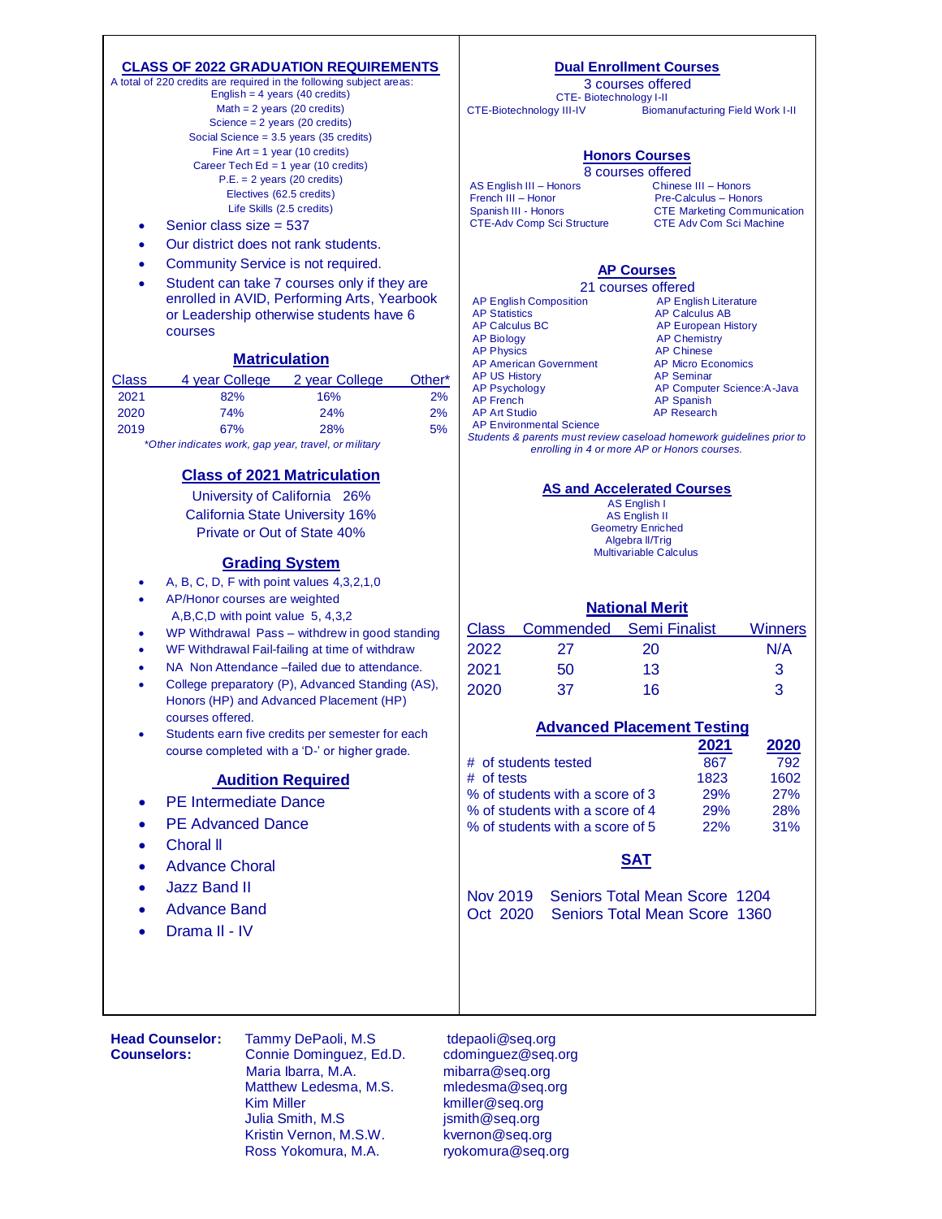## CLASS OF 2022 GRADUATION REQUIREMENTS

A total of 220 credits are required in the following subject areas:

English = 4 years (40 credits)
Math = 2 years (20 credits)
Science = 2 years (20 credits)
Social Science = 3.5 years (35 credits)
Fine Art = 1 year (10 credits)
Career Tech Ed = 1 year (10 credits)
P.E. = 2 years (20 credits)
Electives (62.5 credits)
Life Skills (2.5 credits)

- Senior class size = 537
- Our district does not rank students.
- Community Service is not required.
- Student can take 7 courses only if they are enrolled in AVID, Performing Arts, Yearbook or Leadership otherwise students have 6 courses

## Matriculation

| Class | 4 year College | 2 year College | Other* |
|---|---|---|---|
| 2021 | 82% | 16% | 2% |
| 2020 | 74% | 24% | 2% |
| 2019 | 67% | 28% | 5% |

*\*Other indicates work, gap year, travel, or military*

## Class of 2021 Matriculation

University of California 26%
California State University 16%
Private or Out of State 40%

## Grading System

- A, B, C, D, F with point values 4,3,2,1,0
- AP/Honor courses are weighted
  A,B,C,D with point value 5, 4,3,2
- WP Withdrawal Pass – withdrew in good standing
- WF Withdrawal Fail-failing at time of withdraw
- NA Non Attendance –failed due to attendance.
- College preparatory (P), Advanced Standing (AS), Honors (HP) and Advanced Placement (HP) courses offered.
- Students earn five credits per semester for each course completed with a 'D-' or higher grade.

## Audition Required

- PE Intermediate Dance
- PE Advanced Dance
- Choral II
- Advance Choral
- Jazz Band II
- Advance Band
- Drama II - IV

## Dual Enrollment Courses

3 courses offered

CTE- Biotechnology I-II
CTE-Biotechnology III-IV
Biomanufacturing Field Work I-II

## Honors Courses

8 courses offered

AS English III – Honors
Chinese III – Honors
French III – Honor
Pre-Calculus – Honors
Spanish III - Honors
CTE Marketing Communication
CTE-Adv Comp Sci Structure
CTE Adv Com Sci Machine

## AP Courses

21 courses offered

AP English Composition
AP English Literature
AP Statistics
AP Calculus AB
AP Calculus BC
AP European History
AP Biology
AP Chemistry
AP Physics
AP Chinese
AP American Government
AP Micro Economics
AP US History
AP Seminar
AP Psychology
AP Computer Science:A-Java
AP French
AP Spanish
AP Art Studio
AP Research
AP Environmental Science

*Students & parents must review caseload homework guidelines prior to enrolling in 4 or more AP or Honors courses.*

## AS and Accelerated Courses

AS English I
AS English II
Geometry Enriched
Algebra II/Trig
Multivariable Calculus

## National Merit

| Class | Commended | Semi Finalist | Winners |
|---|---|---|---|
| 2022 | 27 | 20 | N/A |
| 2021 | 50 | 13 | 3 |
| 2020 | 37 | 16 | 3 |

## Advanced Placement Testing

| | 2021 | 2020 |
|---|---|---|
| # of students tested | 867 | 792 |
| # of tests | 1823 | 1602 |
| % of students with a score of 3 | 29% | 27% |
| % of students with a score of 4 | 29% | 28% |
| % of students with a score of 5 | 22% | 31% |

## SAT

Nov 2019 Seniors Total Mean Score 1204
Oct 2020 Seniors Total Mean Score 1360

| | | |
|---|---|---|
| **Head Counselor:** | Tammy DePaoli, M.S | tdepaoli@seq.org |
| **Counselors:** | Connie Dominguez, Ed.D. | cdominguez@seq.org |
| | Maria Ibarra, M.A. | mibarra@seq.org |
| | Matthew Ledesma, M.S. | mledesma@seq.org |
| | Kim Miller | kmiller@seq.org |
| | Julia Smith, M.S | jsmith@seq.org |
| | Kristin Vernon, M.S.W. | kvernon@seq.org |
| | Ross Yokomura, M.A. | ryokomura@seq.org |